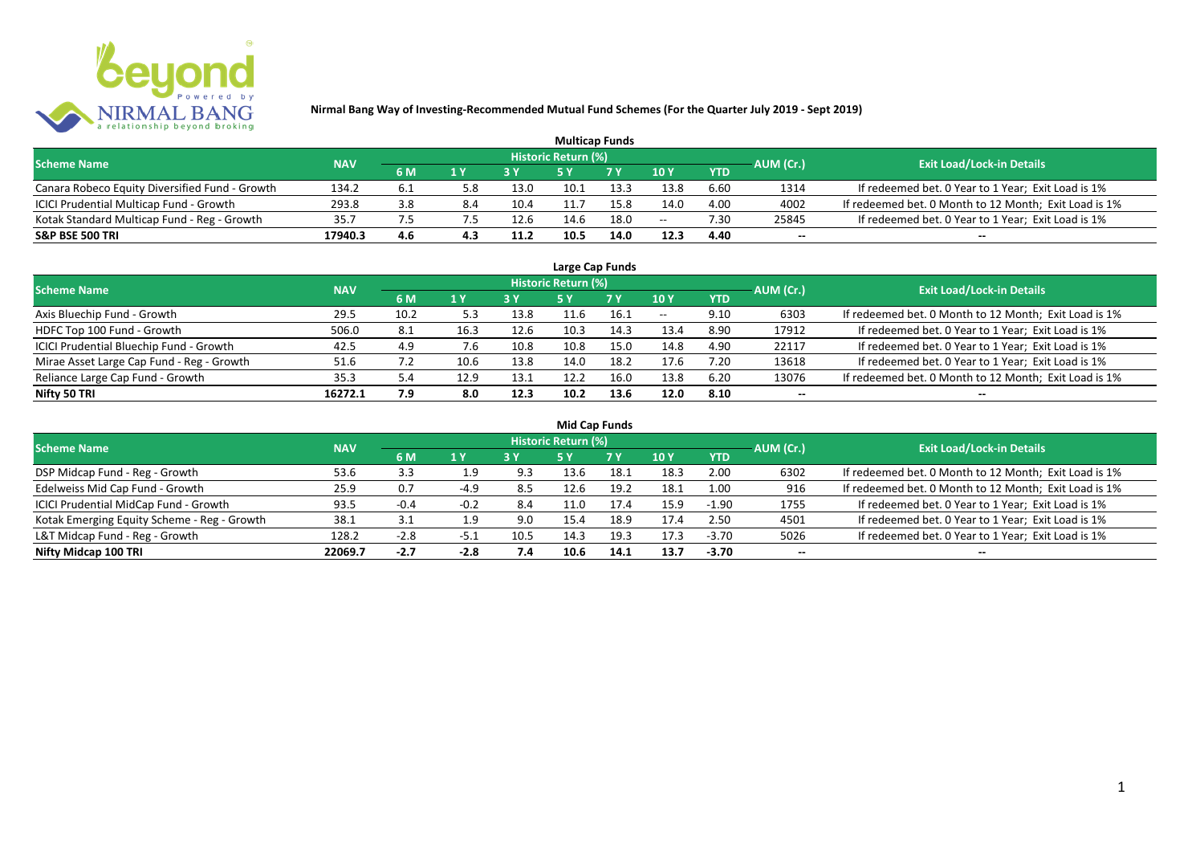# Nirmal Bang Way of Investing-Recommended Mutual Fund Schemes (For the Quarter July 2019 - Sept 2019)

## Multicap Funds

| Scheme Name | NAV | Historic Return (%) | | | | | | | AUM (Cr.) | Exit Load/Lock-in Details |
|---|---|---|---|---|---|---|---|---|---|---|
| | | 6 M | 1 Y | 3 Y | 5 Y | 7 Y | 10 Y | YTD | | |
| Canara Robeco Equity Diversified Fund - Growth | 134.2 | 6.1 | 5.8 | 13.0 | 10.1 | 13.3 | 13.8 | 6.60 | 1314 | If redeemed bet. 0 Year to 1 Year; Exit Load is 1% |
| ICICI Prudential Multicap Fund - Growth | 293.8 | 3.8 | 8.4 | 10.4 | 11.7 | 15.8 | 14.0 | 4.00 | 4002 | If redeemed bet. 0 Month to 12 Month; Exit Load is 1% |
| Kotak Standard Multicap Fund - Reg - Growth | 35.7 | 7.5 | 7.5 | 12.6 | 14.6 | 18.0 | -- | 7.30 | 25845 | If redeemed bet. 0 Year to 1 Year; Exit Load is 1% |
| **S&P BSE 500 TRI** | **17940.3** | **4.6** | **4.3** | **11.2** | **10.5** | **14.0** | **12.3** | **4.40** | **--** | **--** |

## Large Cap Funds

| Scheme Name | NAV | Historic Return (%) | | | | | | | AUM (Cr.) | Exit Load/Lock-in Details |
|---|---|---|---|---|---|---|---|---|---|---|
| | | 6 M | 1 Y | 3 Y | 5 Y | 7 Y | 10 Y | YTD | | |
| Axis Bluechip Fund - Growth | 29.5 | 10.2 | 5.3 | 13.8 | 11.6 | 16.1 | -- | 9.10 | 6303 | If redeemed bet. 0 Month to 12 Month; Exit Load is 1% |
| HDFC Top 100 Fund - Growth | 506.0 | 8.1 | 16.3 | 12.6 | 10.3 | 14.3 | 13.4 | 8.90 | 17912 | If redeemed bet. 0 Year to 1 Year; Exit Load is 1% |
| ICICI Prudential Bluechip Fund - Growth | 42.5 | 4.9 | 7.6 | 10.8 | 10.8 | 15.0 | 14.8 | 4.90 | 22117 | If redeemed bet. 0 Year to 1 Year; Exit Load is 1% |
| Mirae Asset Large Cap Fund - Reg - Growth | 51.6 | 7.2 | 10.6 | 13.8 | 14.0 | 18.2 | 17.6 | 7.20 | 13618 | If redeemed bet. 0 Year to 1 Year; Exit Load is 1% |
| Reliance Large Cap Fund - Growth | 35.3 | 5.4 | 12.9 | 13.1 | 12.2 | 16.0 | 13.8 | 6.20 | 13076 | If redeemed bet. 0 Month to 12 Month; Exit Load is 1% |
| **Nifty 50 TRI** | **16272.1** | **7.9** | **8.0** | **12.3** | **10.2** | **13.6** | **12.0** | **8.10** | **--** | **--** |

## Mid Cap Funds

| Scheme Name | NAV | Historic Return (%) | | | | | | | AUM (Cr.) | Exit Load/Lock-in Details |
|---|---|---|---|---|---|---|---|---|---|---|
| | | 6 M | 1 Y | 3 Y | 5 Y | 7 Y | 10 Y | YTD | | |
| DSP Midcap Fund - Reg - Growth | 53.6 | 3.3 | 1.9 | 9.3 | 13.6 | 18.1 | 18.3 | 2.00 | 6302 | If redeemed bet. 0 Month to 12 Month; Exit Load is 1% |
| Edelweiss Mid Cap Fund - Growth | 25.9 | 0.7 | -4.9 | 8.5 | 12.6 | 19.2 | 18.1 | 1.00 | 916 | If redeemed bet. 0 Month to 12 Month; Exit Load is 1% |
| ICICI Prudential MidCap Fund - Growth | 93.5 | -0.4 | -0.2 | 8.4 | 11.0 | 17.4 | 15.9 | -1.90 | 1755 | If redeemed bet. 0 Year to 1 Year; Exit Load is 1% |
| Kotak Emerging Equity Scheme - Reg - Growth | 38.1 | 3.1 | 1.9 | 9.0 | 15.4 | 18.9 | 17.4 | 2.50 | 4501 | If redeemed bet. 0 Year to 1 Year; Exit Load is 1% |
| L&T Midcap Fund - Reg - Growth | 128.2 | -2.8 | -5.1 | 10.5 | 14.3 | 19.3 | 17.3 | -3.70 | 5026 | If redeemed bet. 0 Year to 1 Year; Exit Load is 1% |
| **Nifty Midcap 100 TRI** | **22069.7** | **-2.7** | **-2.8** | **7.4** | **10.6** | **14.1** | **13.7** | **-3.70** | **--** | **--** |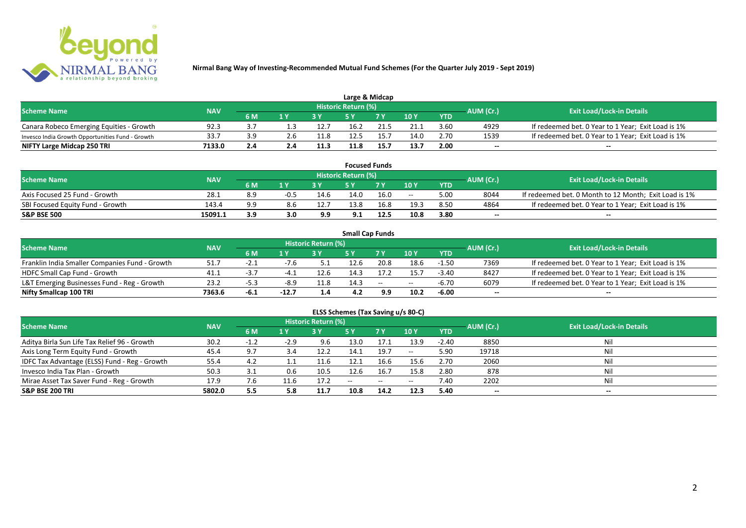# Nirmal Bang Way of Investing-Recommended Mutual Fund Schemes (For the Quarter July 2019 - Sept 2019)

## Large & Midcap

| Scheme Name | NAV | Historic Return (%) | | | | | | | AUM (Cr.) | Exit Load/Lock-in Details |
|---|---|---|---|---|---|---|---|---|---|---|
| | | 6 M | 1 Y | 3 Y | 5 Y | 7 Y | 10 Y | YTD | | |
| Canara Robeco Emerging Equities - Growth | 92.3 | 3.7 | 1.3 | 12.7 | 16.2 | 21.5 | 21.1 | 3.60 | 4929 | If redeemed bet. 0 Year to 1 Year; Exit Load is 1% |
| Invesco India Growth Opportunities Fund - Growth | 33.7 | 3.9 | 2.6 | 11.8 | 12.5 | 15.7 | 14.0 | 2.70 | 1539 | If redeemed bet. 0 Year to 1 Year; Exit Load is 1% |
| **NIFTY Large Midcap 250 TRI** | **7133.0** | **2.4** | **2.4** | **11.3** | **11.8** | **15.7** | **13.7** | **2.00** | **--** | **--** |

## Focused Funds

| Scheme Name | NAV | Historic Return (%) | | | | | | | AUM (Cr.) | Exit Load/Lock-in Details |
|---|---|---|---|---|---|---|---|---|---|---|
| | | 6 M | 1 Y | 3 Y | 5 Y | 7 Y | 10 Y | YTD | | |
| Axis Focused 25 Fund - Growth | 28.1 | 8.9 | -0.5 | 14.6 | 14.0 | 16.0 | -- | 5.00 | 8044 | If redeemed bet. 0 Month to 12 Month; Exit Load is 1% |
| SBI Focused Equity Fund - Growth | 143.4 | 9.9 | 8.6 | 12.7 | 13.8 | 16.8 | 19.3 | 8.50 | 4864 | If redeemed bet. 0 Year to 1 Year; Exit Load is 1% |
| **S&P BSE 500** | **15091.1** | **3.9** | **3.0** | **9.9** | **9.1** | **12.5** | **10.8** | **3.80** | **--** | **--** |

## Small Cap Funds

| Scheme Name | NAV | Historic Return (%) | | | | | | | AUM (Cr.) | Exit Load/Lock-in Details |
|---|---|---|---|---|---|---|---|---|---|---|
| | | 6 M | 1 Y | 3 Y | 5 Y | 7 Y | 10 Y | YTD | | |
| Franklin India Smaller Companies Fund - Growth | 51.7 | -2.1 | -7.6 | 5.1 | 12.6 | 20.8 | 18.6 | -1.50 | 7369 | If redeemed bet. 0 Year to 1 Year; Exit Load is 1% |
| HDFC Small Cap Fund - Growth | 41.1 | -3.7 | -4.1 | 12.6 | 14.3 | 17.2 | 15.7 | -3.40 | 8427 | If redeemed bet. 0 Year to 1 Year; Exit Load is 1% |
| L&T Emerging Businesses Fund - Reg - Growth | 23.2 | -5.3 | -8.9 | 11.8 | 14.3 | -- | -- | -6.70 | 6079 | If redeemed bet. 0 Year to 1 Year; Exit Load is 1% |
| **Nifty Smallcap 100 TRI** | **7363.6** | **-6.1** | **-12.7** | **1.4** | **4.2** | **9.9** | **10.2** | **-6.00** | **--** | **--** |

## ELSS Schemes (Tax Saving u/s 80-C)

| Scheme Name | NAV | Historic Return (%) | | | | | | | AUM (Cr.) | Exit Load/Lock-in Details |
|---|---|---|---|---|---|---|---|---|---|---|
| | | 6 M | 1 Y | 3 Y | 5 Y | 7 Y | 10 Y | YTD | | |
| Aditya Birla Sun Life Tax Relief 96 - Growth | 30.2 | -1.2 | -2.9 | 9.6 | 13.0 | 17.1 | 13.9 | -2.40 | 8850 | Nil |
| Axis Long Term Equity Fund - Growth | 45.4 | 9.7 | 3.4 | 12.2 | 14.1 | 19.7 | -- | 5.90 | 19718 | Nil |
| IDFC Tax Advantage (ELSS) Fund - Reg - Growth | 55.4 | 4.2 | 1.1 | 11.6 | 12.1 | 16.6 | 15.6 | 2.70 | 2060 | Nil |
| Invesco India Tax Plan - Growth | 50.3 | 3.1 | 0.6 | 10.5 | 12.6 | 16.7 | 15.8 | 2.80 | 878 | Nil |
| Mirae Asset Tax Saver Fund - Reg - Growth | 17.9 | 7.6 | 11.6 | 17.2 | -- | -- | -- | 7.40 | 2202 | Nil |
| **S&P BSE 200 TRI** | **5802.0** | **5.5** | **5.8** | **11.7** | **10.8** | **14.2** | **12.3** | **5.40** | **--** | **--** |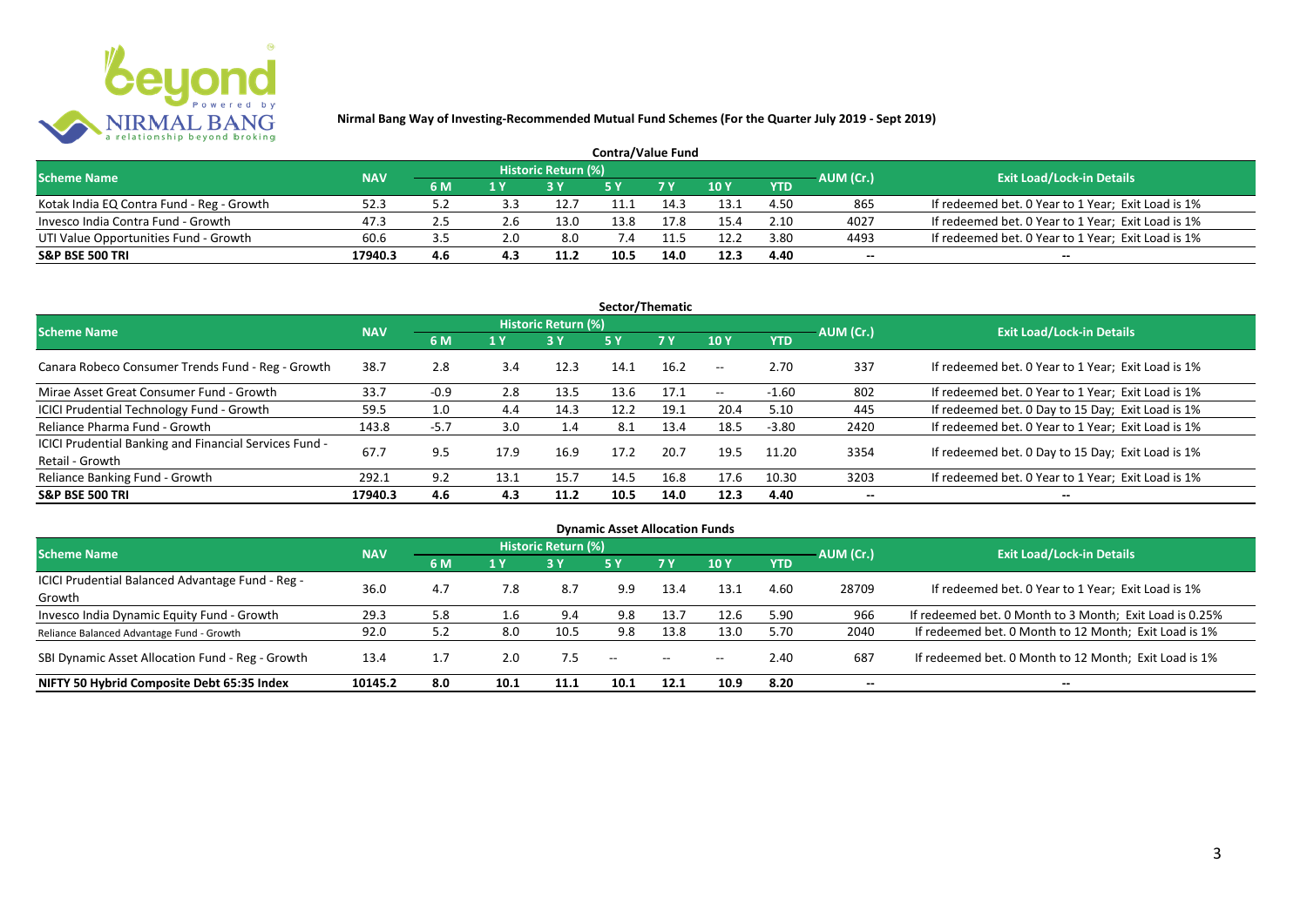# Nirmal Bang Way of Investing-Recommended Mutual Fund Schemes (For the Quarter July 2019 - Sept 2019)

## Contra/Value Fund

| Scheme Name | NAV | Historic Return (%) | | | | | | | AUM (Cr.) | Exit Load/Lock-in Details |
|---|---|---|---|---|---|---|---|---|---|---|
| | | 6 M | 1 Y | 3 Y | 5 Y | 7 Y | 10 Y | YTD | | |
| Kotak India EQ Contra Fund - Reg - Growth | 52.3 | 5.2 | 3.3 | 12.7 | 11.1 | 14.3 | 13.1 | 4.50 | 865 | If redeemed bet. 0 Year to 1 Year; Exit Load is 1% |
| Invesco India Contra Fund - Growth | 47.3 | 2.5 | 2.6 | 13.0 | 13.8 | 17.8 | 15.4 | 2.10 | 4027 | If redeemed bet. 0 Year to 1 Year; Exit Load is 1% |
| UTI Value Opportunities Fund - Growth | 60.6 | 3.5 | 2.0 | 8.0 | 7.4 | 11.5 | 12.2 | 3.80 | 4493 | If redeemed bet. 0 Year to 1 Year; Exit Load is 1% |
| **S&P BSE 500 TRI** | **17940.3** | **4.6** | **4.3** | **11.2** | **10.5** | **14.0** | **12.3** | **4.40** | -- | -- |

## Sector/Thematic

| Scheme Name | NAV | Historic Return (%) | | | | | | | AUM (Cr.) | Exit Load/Lock-in Details |
|---|---|---|---|---|---|---|---|---|---|---|
| | | 6 M | 1 Y | 3 Y | 5 Y | 7 Y | 10 Y | YTD | | |
| Canara Robeco Consumer Trends Fund - Reg - Growth | 38.7 | 2.8 | 3.4 | 12.3 | 14.1 | 16.2 | -- | 2.70 | 337 | If redeemed bet. 0 Year to 1 Year; Exit Load is 1% |
| Mirae Asset Great Consumer Fund - Growth | 33.7 | -0.9 | 2.8 | 13.5 | 13.6 | 17.1 | -- | -1.60 | 802 | If redeemed bet. 0 Year to 1 Year; Exit Load is 1% |
| ICICI Prudential Technology Fund - Growth | 59.5 | 1.0 | 4.4 | 14.3 | 12.2 | 19.1 | 20.4 | 5.10 | 445 | If redeemed bet. 0 Day to 15 Day; Exit Load is 1% |
| Reliance Pharma Fund - Growth | 143.8 | -5.7 | 3.0 | 1.4 | 8.1 | 13.4 | 18.5 | -3.80 | 2420 | If redeemed bet. 0 Year to 1 Year; Exit Load is 1% |
| ICICI Prudential Banking and Financial Services Fund - Retail - Growth | 67.7 | 9.5 | 17.9 | 16.9 | 17.2 | 20.7 | 19.5 | 11.20 | 3354 | If redeemed bet. 0 Day to 15 Day; Exit Load is 1% |
| Reliance Banking Fund - Growth | 292.1 | 9.2 | 13.1 | 15.7 | 14.5 | 16.8 | 17.6 | 10.30 | 3203 | If redeemed bet. 0 Year to 1 Year; Exit Load is 1% |
| **S&P BSE 500 TRI** | **17940.3** | **4.6** | **4.3** | **11.2** | **10.5** | **14.0** | **12.3** | **4.40** | -- | -- |

## Dynamic Asset Allocation Funds

| Scheme Name | NAV | Historic Return (%) | | | | | | | AUM (Cr.) | Exit Load/Lock-in Details |
|---|---|---|---|---|---|---|---|---|---|---|
| | | 6 M | 1 Y | 3 Y | 5 Y | 7 Y | 10 Y | YTD | | |
| ICICI Prudential Balanced Advantage Fund - Reg - Growth | 36.0 | 4.7 | 7.8 | 8.7 | 9.9 | 13.4 | 13.1 | 4.60 | 28709 | If redeemed bet. 0 Year to 1 Year; Exit Load is 1% |
| Invesco India Dynamic Equity Fund - Growth | 29.3 | 5.8 | 1.6 | 9.4 | 9.8 | 13.7 | 12.6 | 5.90 | 966 | If redeemed bet. 0 Month to 3 Month; Exit Load is 0.25% |
| Reliance Balanced Advantage Fund - Growth | 92.0 | 5.2 | 8.0 | 10.5 | 9.8 | 13.8 | 13.0 | 5.70 | 2040 | If redeemed bet. 0 Month to 12 Month; Exit Load is 1% |
| SBI Dynamic Asset Allocation Fund - Reg - Growth | 13.4 | 1.7 | 2.0 | 7.5 | -- | -- | -- | 2.40 | 687 | If redeemed bet. 0 Month to 12 Month; Exit Load is 1% |
| **NIFTY 50 Hybrid Composite Debt 65:35 Index** | **10145.2** | **8.0** | **10.1** | **11.1** | **10.1** | **12.1** | **10.9** | **8.20** | -- | -- |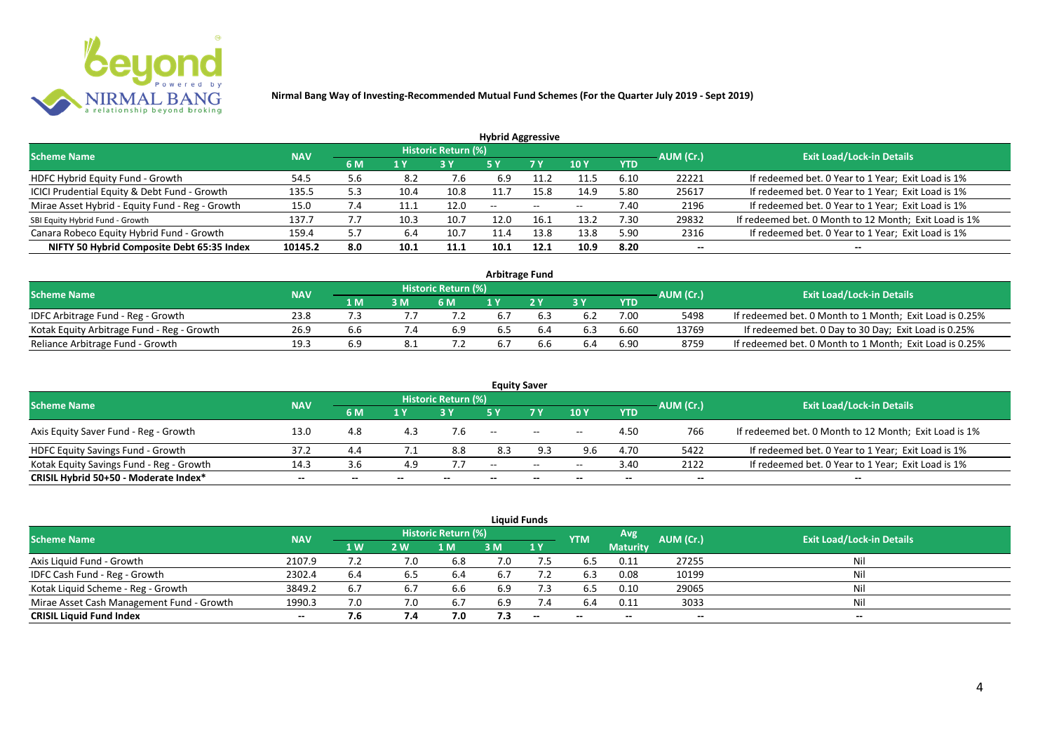**Nirmal Bang Way of Investing-Recommended Mutual Fund Schemes (For the Quarter July 2019 - Sept 2019)**

### Hybrid Aggressive

| Scheme Name | NAV | Historic Return (%) | | | | | | | AUM (Cr.) | Exit Load/Lock-in Details |
|---|---|---|---|---|---|---|---|---|---|---|
| | | 6 M | 1 Y | 3 Y | 5 Y | 7 Y | 10 Y | YTD | | |
| HDFC Hybrid Equity Fund - Growth | 54.5 | 5.6 | 8.2 | 7.6 | 6.9 | 11.2 | 11.5 | 6.10 | 22221 | If redeemed bet. 0 Year to 1 Year; Exit Load is 1% |
| ICICI Prudential Equity & Debt Fund - Growth | 135.5 | 5.3 | 10.4 | 10.8 | 11.7 | 15.8 | 14.9 | 5.80 | 25617 | If redeemed bet. 0 Year to 1 Year; Exit Load is 1% |
| Mirae Asset Hybrid - Equity Fund - Reg - Growth | 15.0 | 7.4 | 11.1 | 12.0 | -- | -- | -- | 7.40 | 2196 | If redeemed bet. 0 Year to 1 Year; Exit Load is 1% |
| SBI Equity Hybrid Fund - Growth | 137.7 | 7.7 | 10.3 | 10.7 | 12.0 | 16.1 | 13.2 | 7.30 | 29832 | If redeemed bet. 0 Month to 12 Month; Exit Load is 1% |
| Canara Robeco Equity Hybrid Fund - Growth | 159.4 | 5.7 | 6.4 | 10.7 | 11.4 | 13.8 | 13.8 | 5.90 | 2316 | If redeemed bet. 0 Year to 1 Year; Exit Load is 1% |
| **NIFTY 50 Hybrid Composite Debt 65:35 Index** | **10145.2** | **8.0** | **10.1** | **11.1** | **10.1** | **12.1** | **10.9** | **8.20** | **--** | **--** |

### Arbitrage Fund

| Scheme Name | NAV | Historic Return (%) | | | | | | | AUM (Cr.) | Exit Load/Lock-in Details |
|---|---|---|---|---|---|---|---|---|---|---|
| | | 1 M | 3 M | 6 M | 1 Y | 2 Y | 3 Y | YTD | | |
| IDFC Arbitrage Fund - Reg - Growth | 23.8 | 7.3 | 7.7 | 7.2 | 6.7 | 6.3 | 6.2 | 7.00 | 5498 | If redeemed bet. 0 Month to 1 Month; Exit Load is 0.25% |
| Kotak Equity Arbitrage Fund - Reg - Growth | 26.9 | 6.6 | 7.4 | 6.9 | 6.5 | 6.4 | 6.3 | 6.60 | 13769 | If redeemed bet. 0 Day to 30 Day; Exit Load is 0.25% |
| Reliance Arbitrage Fund - Growth | 19.3 | 6.9 | 8.1 | 7.2 | 6.7 | 6.6 | 6.4 | 6.90 | 8759 | If redeemed bet. 0 Month to 1 Month; Exit Load is 0.25% |

### Equity Saver

| Scheme Name | NAV | Historic Return (%) | | | | | | | AUM (Cr.) | Exit Load/Lock-in Details |
|---|---|---|---|---|---|---|---|---|---|---|
| | | 6 M | 1 Y | 3 Y | 5 Y | 7 Y | 10 Y | YTD | | |
| Axis Equity Saver Fund - Reg - Growth | 13.0 | 4.8 | 4.3 | 7.6 | -- | -- | -- | 4.50 | 766 | If redeemed bet. 0 Month to 12 Month; Exit Load is 1% |
| HDFC Equity Savings Fund - Growth | 37.2 | 4.4 | 7.1 | 8.8 | 8.3 | 9.3 | 9.6 | 4.70 | 5422 | If redeemed bet. 0 Year to 1 Year; Exit Load is 1% |
| Kotak Equity Savings Fund - Reg - Growth | 14.3 | 3.6 | 4.9 | 7.7 | -- | -- | -- | 3.40 | 2122 | If redeemed bet. 0 Year to 1 Year; Exit Load is 1% |
| **CRISIL Hybrid 50+50 - Moderate Index*** | **--** | **--** | **--** | **--** | **--** | **--** | **--** | **--** | **--** | **--** |

### Liquid Funds

| Scheme Name | NAV | Historic Return (%) | | | | | YTM | Avg Maturity | AUM (Cr.) | Exit Load/Lock-in Details |
|---|---|---|---|---|---|---|---|---|---|---|
| | | 1 W | 2 W | 1 M | 3 M | 1 Y | | | | |
| Axis Liquid Fund - Growth | 2107.9 | 7.2 | 7.0 | 6.8 | 7.0 | 7.5 | 6.5 | 0.11 | 27255 | Nil |
| IDFC Cash Fund - Reg - Growth | 2302.4 | 6.4 | 6.5 | 6.4 | 6.7 | 7.2 | 6.3 | 0.08 | 10199 | Nil |
| Kotak Liquid Scheme - Reg - Growth | 3849.2 | 6.7 | 6.7 | 6.6 | 6.9 | 7.3 | 6.5 | 0.10 | 29065 | Nil |
| Mirae Asset Cash Management Fund - Growth | 1990.3 | 7.0 | 7.0 | 6.7 | 6.9 | 7.4 | 6.4 | 0.11 | 3033 | Nil |
| **CRISIL Liquid Fund Index** | **--** | **7.6** | **7.4** | **7.0** | **7.3** | **--** | **--** | **--** | **--** | **--** |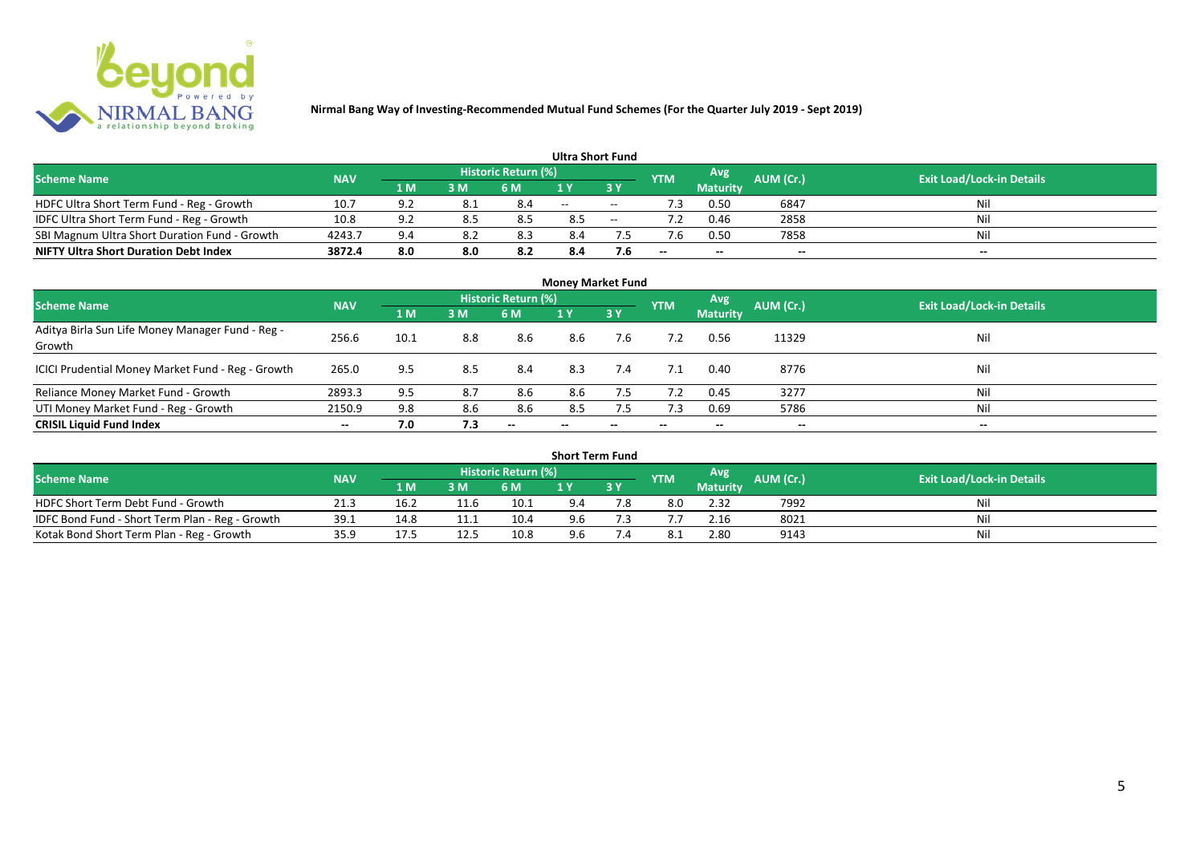**Nirmal Bang Way of Investing-Recommended Mutual Fund Schemes (For the Quarter July 2019 - Sept 2019)**

## Ultra Short Fund

| Scheme Name | NAV | Historic Return (%) | | | | | YTM | Avg Maturity | AUM (Cr.) | Exit Load/Lock-in Details |
|---|---|---|---|---|---|---|---|---|---|---|
| | | 1 M | 3 M | 6 M | 1 Y | 3 Y | | | | |
| HDFC Ultra Short Term Fund - Reg - Growth | 10.7 | 9.2 | 8.1 | 8.4 | -- | -- | 7.3 | 0.50 | 6847 | Nil |
| IDFC Ultra Short Term Fund - Reg - Growth | 10.8 | 9.2 | 8.5 | 8.5 | 8.5 | -- | 7.2 | 0.46 | 2858 | Nil |
| SBI Magnum Ultra Short Duration Fund - Growth | 4243.7 | 9.4 | 8.2 | 8.3 | 8.4 | 7.5 | 7.6 | 0.50 | 7858 | Nil |
| **NIFTY Ultra Short Duration Debt Index** | **3872.4** | **8.0** | **8.0** | **8.2** | **8.4** | **7.6** | -- | -- | -- | -- |

## Money Market Fund

| Scheme Name | NAV | Historic Return (%) | | | | | YTM | Avg Maturity | AUM (Cr.) | Exit Load/Lock-in Details |
|---|---|---|---|---|---|---|---|---|---|---|
| | | 1 M | 3 M | 6 M | 1 Y | 3 Y | | | | |
| Aditya Birla Sun Life Money Manager Fund - Reg - Growth | 256.6 | 10.1 | 8.8 | 8.6 | 8.6 | 7.6 | 7.2 | 0.56 | 11329 | Nil |
| ICICI Prudential Money Market Fund - Reg - Growth | 265.0 | 9.5 | 8.5 | 8.4 | 8.3 | 7.4 | 7.1 | 0.40 | 8776 | Nil |
| Reliance Money Market Fund - Growth | 2893.3 | 9.5 | 8.7 | 8.6 | 8.6 | 7.5 | 7.2 | 0.45 | 3277 | Nil |
| UTI Money Market Fund - Reg - Growth | 2150.9 | 9.8 | 8.6 | 8.6 | 8.5 | 7.5 | 7.3 | 0.69 | 5786 | Nil |
| **CRISIL Liquid Fund Index** | -- | **7.0** | **7.3** | -- | -- | -- | -- | -- | -- | -- |

## Short Term Fund

| Scheme Name | NAV | Historic Return (%) | | | | | YTM | Avg Maturity | AUM (Cr.) | Exit Load/Lock-in Details |
|---|---|---|---|---|---|---|---|---|---|---|
| | | 1 M | 3 M | 6 M | 1 Y | 3 Y | | | | |
| HDFC Short Term Debt Fund - Growth | 21.3 | 16.2 | 11.6 | 10.1 | 9.4 | 7.8 | 8.0 | 2.32 | 7992 | Nil |
| IDFC Bond Fund - Short Term Plan - Reg - Growth | 39.1 | 14.8 | 11.1 | 10.4 | 9.6 | 7.3 | 7.7 | 2.16 | 8021 | Nil |
| Kotak Bond Short Term Plan - Reg - Growth | 35.9 | 17.5 | 12.5 | 10.8 | 9.6 | 7.4 | 8.1 | 2.80 | 9143 | Nil |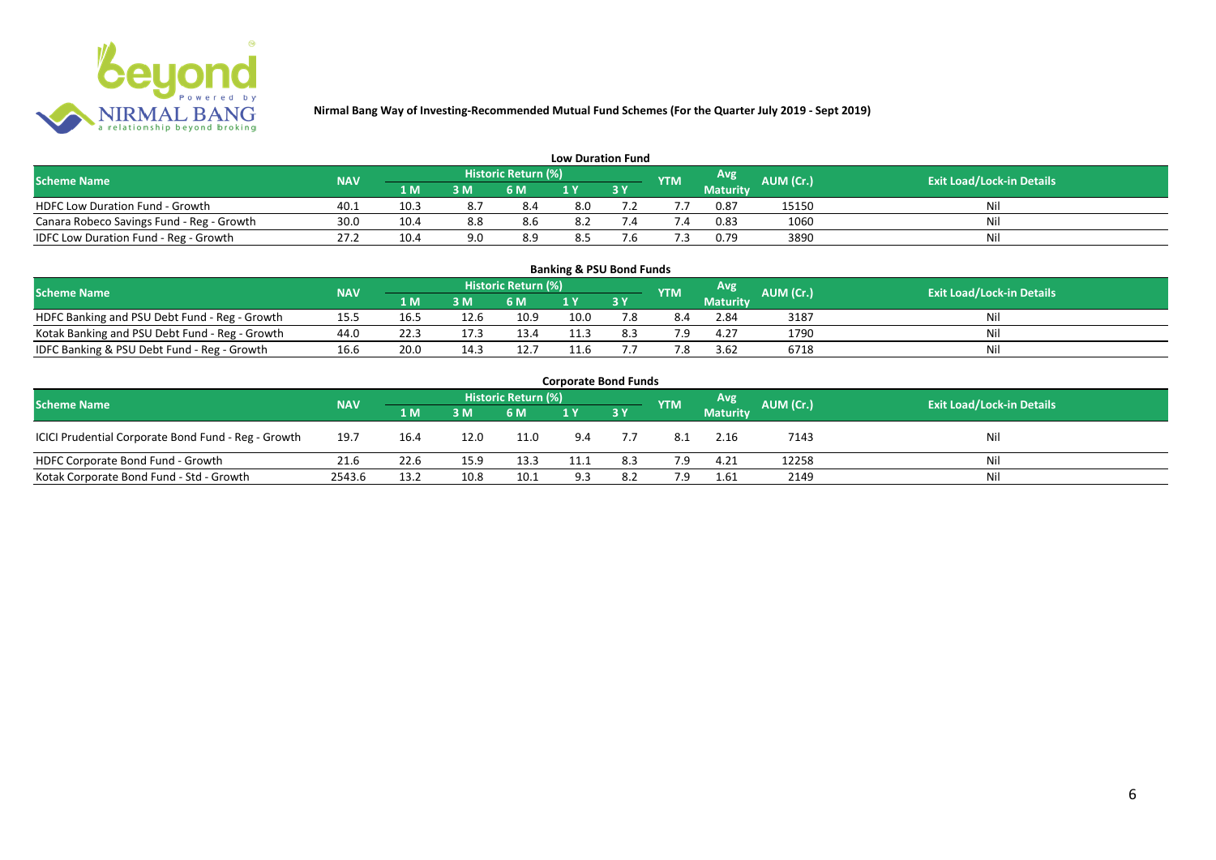**Nirmal Bang Way of Investing-Recommended Mutual Fund Schemes (For the Quarter July 2019 - Sept 2019)**

### Low Duration Fund

| Scheme Name | NAV | Historic Return (%) | | | | | YTM | Avg Maturity | AUM (Cr.) | Exit Load/Lock-in Details |
|---|---|---|---|---|---|---|---|---|---|---|
| | | 1 M | 3 M | 6 M | 1 Y | 3 Y | | | | |
| HDFC Low Duration Fund - Growth | 40.1 | 10.3 | 8.7 | 8.4 | 8.0 | 7.2 | 7.7 | 0.87 | 15150 | Nil |
| Canara Robeco Savings Fund - Reg - Growth | 30.0 | 10.4 | 8.8 | 8.6 | 8.2 | 7.4 | 7.4 | 0.83 | 1060 | Nil |
| IDFC Low Duration Fund - Reg - Growth | 27.2 | 10.4 | 9.0 | 8.9 | 8.5 | 7.6 | 7.3 | 0.79 | 3890 | Nil |

### Banking & PSU Bond Funds

| Scheme Name | NAV | Historic Return (%) | | | | | YTM | Avg Maturity | AUM (Cr.) | Exit Load/Lock-in Details |
|---|---|---|---|---|---|---|---|---|---|---|
| | | 1 M | 3 M | 6 M | 1 Y | 3 Y | | | | |
| HDFC Banking and PSU Debt Fund - Reg - Growth | 15.5 | 16.5 | 12.6 | 10.9 | 10.0 | 7.8 | 8.4 | 2.84 | 3187 | Nil |
| Kotak Banking and PSU Debt Fund - Reg - Growth | 44.0 | 22.3 | 17.3 | 13.4 | 11.3 | 8.3 | 7.9 | 4.27 | 1790 | Nil |
| IDFC Banking & PSU Debt Fund - Reg - Growth | 16.6 | 20.0 | 14.3 | 12.7 | 11.6 | 7.7 | 7.8 | 3.62 | 6718 | Nil |

### Corporate Bond Funds

| Scheme Name | NAV | Historic Return (%) | | | | | YTM | Avg Maturity | AUM (Cr.) | Exit Load/Lock-in Details |
|---|---|---|---|---|---|---|---|---|---|---|
| | | 1 M | 3 M | 6 M | 1 Y | 3 Y | | | | |
| ICICI Prudential Corporate Bond Fund - Reg - Growth | 19.7 | 16.4 | 12.0 | 11.0 | 9.4 | 7.7 | 8.1 | 2.16 | 7143 | Nil |
| HDFC Corporate Bond Fund - Growth | 21.6 | 22.6 | 15.9 | 13.3 | 11.1 | 8.3 | 7.9 | 4.21 | 12258 | Nil |
| Kotak Corporate Bond Fund - Std - Growth | 2543.6 | 13.2 | 10.8 | 10.1 | 9.3 | 8.2 | 7.9 | 1.61 | 2149 | Nil |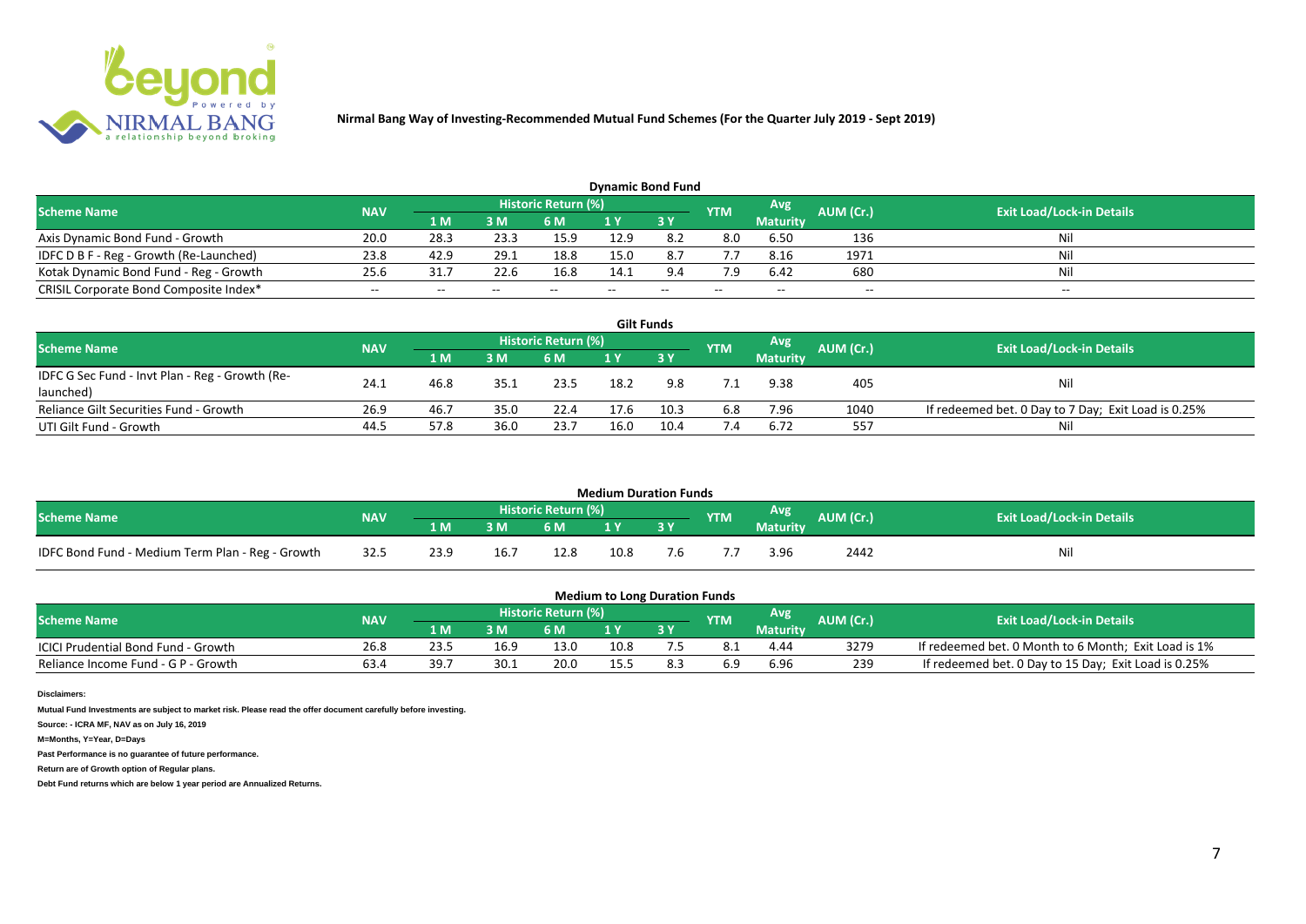**Nirmal Bang Way of Investing-Recommended Mutual Fund Schemes (For the Quarter July 2019 - Sept 2019)**

### Dynamic Bond Fund

| Scheme Name | NAV | Historic Return (%) | | | | | YTM | Avg Maturity | AUM (Cr.) | Exit Load/Lock-in Details |
|---|---|---|---|---|---|---|---|---|---|---|
| | | 1 M | 3 M | 6 M | 1 Y | 3 Y | | | | |
| Axis Dynamic Bond Fund - Growth | 20.0 | 28.3 | 23.3 | 15.9 | 12.9 | 8.2 | 8.0 | 6.50 | 136 | Nil |
| IDFC D B F - Reg - Growth (Re-Launched) | 23.8 | 42.9 | 29.1 | 18.8 | 15.0 | 8.7 | 7.7 | 8.16 | 1971 | Nil |
| Kotak Dynamic Bond Fund - Reg - Growth | 25.6 | 31.7 | 22.6 | 16.8 | 14.1 | 9.4 | 7.9 | 6.42 | 680 | Nil |
| CRISIL Corporate Bond Composite Index* | -- | -- | -- | -- | -- | -- | -- | -- | -- | -- |

### Gilt Funds

| Scheme Name | NAV | Historic Return (%) | | | | | YTM | Avg Maturity | AUM (Cr.) | Exit Load/Lock-in Details |
|---|---|---|---|---|---|---|---|---|---|---|
| | | 1 M | 3 M | 6 M | 1 Y | 3 Y | | | | |
| IDFC G Sec Fund - Invt Plan - Reg - Growth (Re-launched) | 24.1 | 46.8 | 35.1 | 23.5 | 18.2 | 9.8 | 7.1 | 9.38 | 405 | Nil |
| Reliance Gilt Securities Fund - Growth | 26.9 | 46.7 | 35.0 | 22.4 | 17.6 | 10.3 | 6.8 | 7.96 | 1040 | If redeemed bet. 0 Day to 7 Day; Exit Load is 0.25% |
| UTI Gilt Fund - Growth | 44.5 | 57.8 | 36.0 | 23.7 | 16.0 | 10.4 | 7.4 | 6.72 | 557 | Nil |

### Medium Duration Funds

| Scheme Name | NAV | Historic Return (%) | | | | | YTM | Avg Maturity | AUM (Cr.) | Exit Load/Lock-in Details |
|---|---|---|---|---|---|---|---|---|---|---|
| | | 1 M | 3 M | 6 M | 1 Y | 3 Y | | | | |
| IDFC Bond Fund - Medium Term Plan - Reg - Growth | 32.5 | 23.9 | 16.7 | 12.8 | 10.8 | 7.6 | 7.7 | 3.96 | 2442 | Nil |

### Medium to Long Duration Funds

| Scheme Name | NAV | Historic Return (%) | | | | | YTM | Avg Maturity | AUM (Cr.) | Exit Load/Lock-in Details |
|---|---|---|---|---|---|---|---|---|---|---|
| | | 1 M | 3 M | 6 M | 1 Y | 3 Y | | | | |
| ICICI Prudential Bond Fund - Growth | 26.8 | 23.5 | 16.9 | 13.0 | 10.8 | 7.5 | 8.1 | 4.44 | 3279 | If redeemed bet. 0 Month to 6 Month; Exit Load is 1% |
| Reliance Income Fund - G P - Growth | 63.4 | 39.7 | 30.1 | 20.0 | 15.5 | 8.3 | 6.9 | 6.96 | 239 | If redeemed bet. 0 Day to 15 Day; Exit Load is 0.25% |

**Disclaimers:**

**Mutual Fund Investments are subject to market risk. Please read the offer document carefully before investing.**

**Source: - ICRA MF, NAV as on July 16, 2019**

**M=Months, Y=Year, D=Days**

**Past Performance is no guarantee of future performance.**

**Return are of Growth option of Regular plans.**

**Debt Fund returns which are below 1 year period are Annualized Returns.**